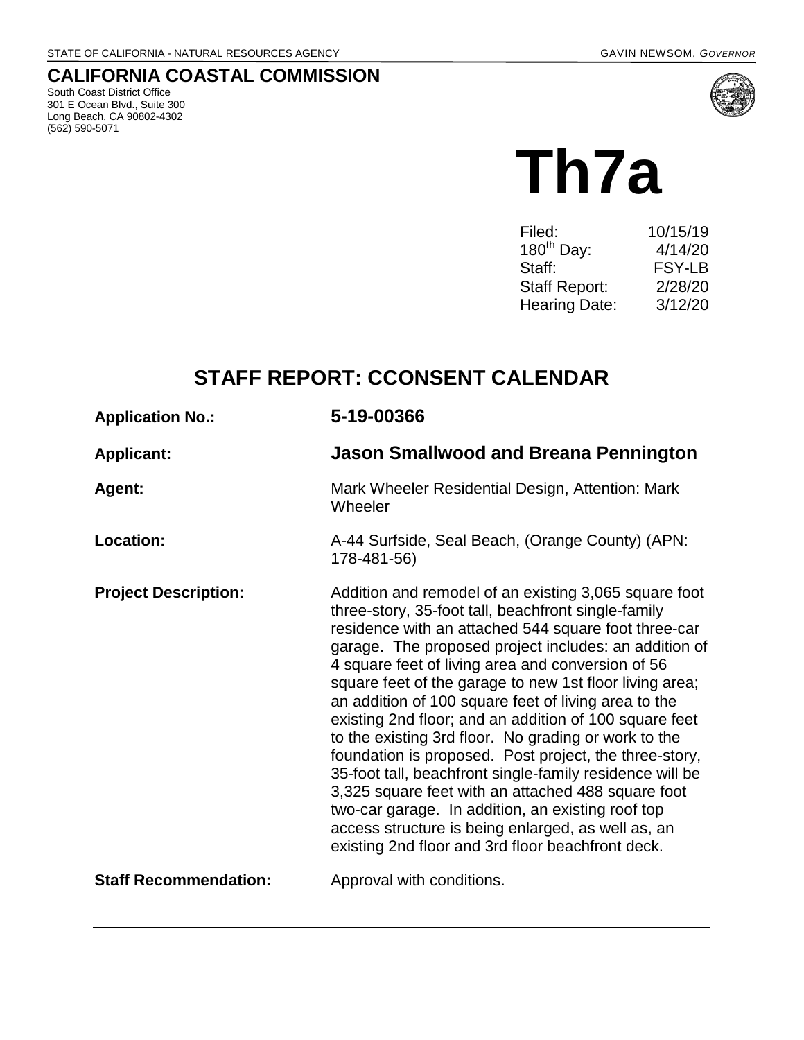STATE OF CALIFORNIA - NATURAL RESOURCES AGENCY GAVIN NEWSOM, *GOVERNOR*

# CALIFORNIA COASTAL COMMISSION

South Coast District Office
301 E Ocean Blvd., Suite 300
Long Beach, CA 90802-4302
(562) 590-5071

# Th7a

| | |
|---|---|
| Filed: | 10/15/19 |
| 180th Day: | 4/14/20 |
| Staff: | FSY-LB |
| Staff Report: | 2/28/20 |
| Hearing Date: | 3/12/20 |

## STAFF REPORT: CCONSENT CALENDAR

**Application No.:** **5-19-00366**

**Applicant:** **Jason Smallwood and Breana Pennington**

**Agent:** Mark Wheeler Residential Design, Attention: Mark Wheeler

**Location:** A-44 Surfside, Seal Beach, (Orange County) (APN: 178-481-56)

**Project Description:** Addition and remodel of an existing 3,065 square foot three-story, 35-foot tall, beachfront single-family residence with an attached 544 square foot three-car garage. The proposed project includes: an addition of 4 square feet of living area and conversion of 56 square feet of the garage to new 1st floor living area; an addition of 100 square feet of living area to the existing 2nd floor; and an addition of 100 square feet to the existing 3rd floor. No grading or work to the foundation is proposed. Post project, the three-story, 35-foot tall, beachfront single-family residence will be 3,325 square feet with an attached 488 square foot two-car garage. In addition, an existing roof top access structure is being enlarged, as well as, an existing 2nd floor and 3rd floor beachfront deck.

**Staff Recommendation:** Approval with conditions.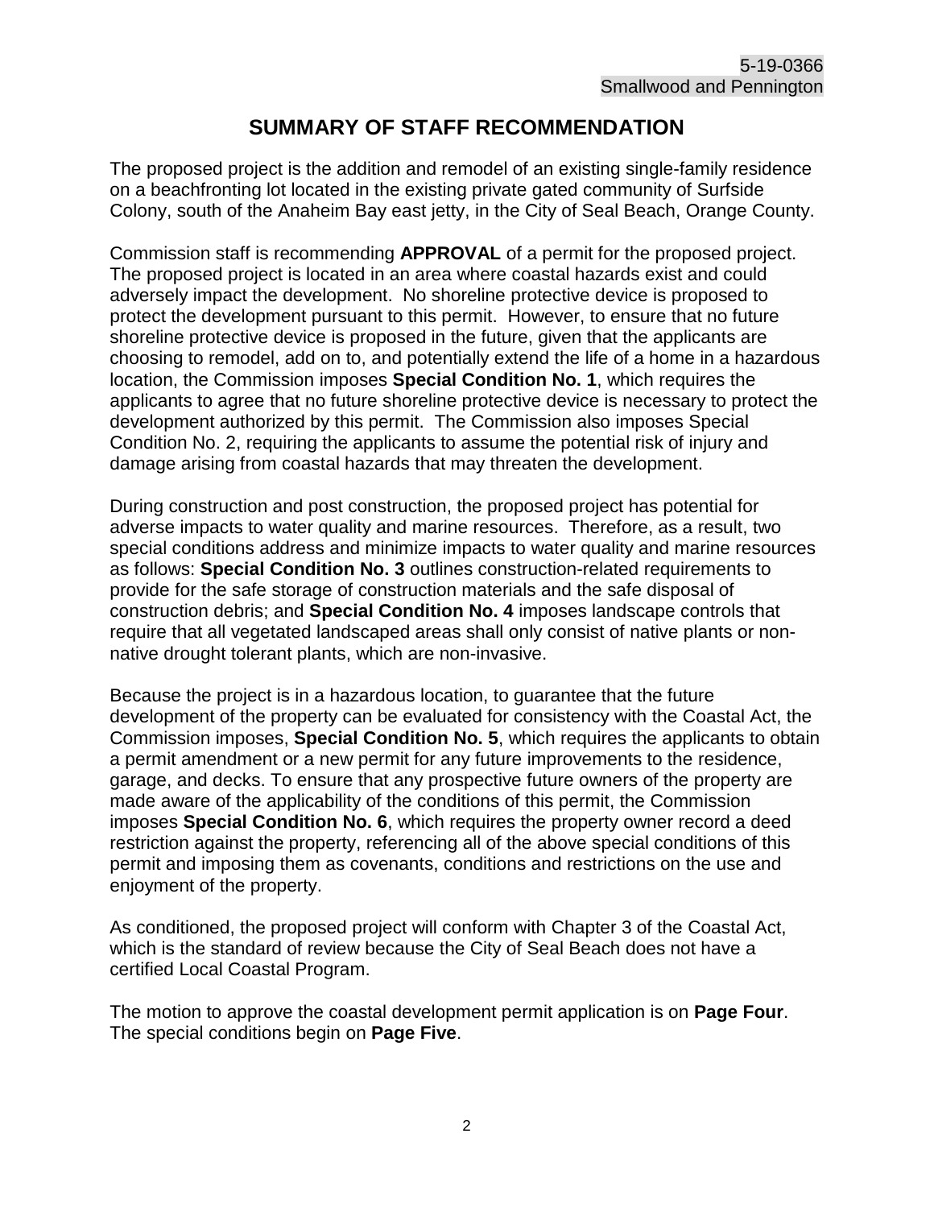# SUMMARY OF STAFF RECOMMENDATION

The proposed project is the addition and remodel of an existing single-family residence on a beachfronting lot located in the existing private gated community of Surfside Colony, south of the Anaheim Bay east jetty, in the City of Seal Beach, Orange County.

Commission staff is recommending **APPROVAL** of a permit for the proposed project. The proposed project is located in an area where coastal hazards exist and could adversely impact the development. No shoreline protective device is proposed to protect the development pursuant to this permit. However, to ensure that no future shoreline protective device is proposed in the future, given that the applicants are choosing to remodel, add on to, and potentially extend the life of a home in a hazardous location, the Commission imposes **Special Condition No. 1**, which requires the applicants to agree that no future shoreline protective device is necessary to protect the development authorized by this permit. The Commission also imposes Special Condition No. 2, requiring the applicants to assume the potential risk of injury and damage arising from coastal hazards that may threaten the development.

During construction and post construction, the proposed project has potential for adverse impacts to water quality and marine resources. Therefore, as a result, two special conditions address and minimize impacts to water quality and marine resources as follows: **Special Condition No. 3** outlines construction-related requirements to provide for the safe storage of construction materials and the safe disposal of construction debris; and **Special Condition No. 4** imposes landscape controls that require that all vegetated landscaped areas shall only consist of native plants or non-native drought tolerant plants, which are non-invasive.

Because the project is in a hazardous location, to guarantee that the future development of the property can be evaluated for consistency with the Coastal Act, the Commission imposes, **Special Condition No. 5**, which requires the applicants to obtain a permit amendment or a new permit for any future improvements to the residence, garage, and decks. To ensure that any prospective future owners of the property are made aware of the applicability of the conditions of this permit, the Commission imposes **Special Condition No. 6**, which requires the property owner record a deed restriction against the property, referencing all of the above special conditions of this permit and imposing them as covenants, conditions and restrictions on the use and enjoyment of the property.

As conditioned, the proposed project will conform with Chapter 3 of the Coastal Act, which is the standard of review because the City of Seal Beach does not have a certified Local Coastal Program.

The motion to approve the coastal development permit application is on **Page Four**. The special conditions begin on **Page Five**.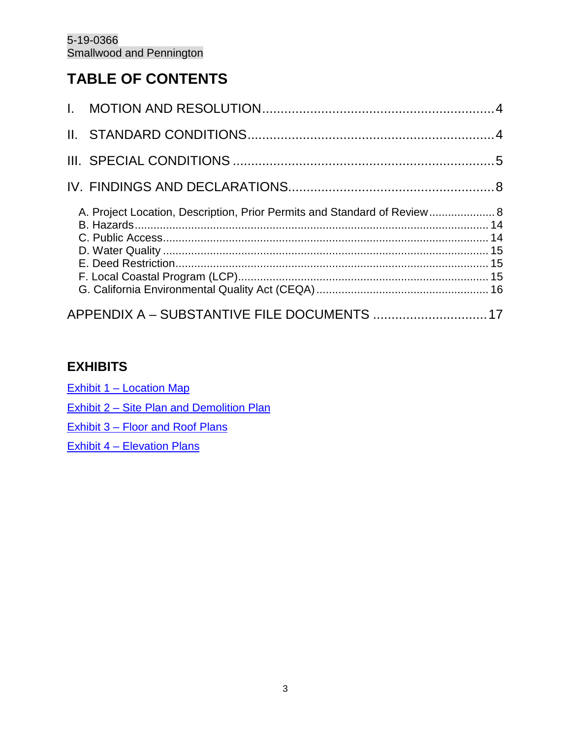## TABLE OF CONTENTS

I. MOTION AND RESOLUTION ........................................................................ 4

II. STANDARD CONDITIONS ........................................................................ 4

III. SPECIAL CONDITIONS ........................................................................ 5

IV. FINDINGS AND DECLARATIONS ........................................................................ 8

- A. Project Location, Description, Prior Permits and Standard of Review ........................ 8
- B. Hazards ........................................................................ 14
- C. Public Access ........................................................................ 14
- D. Water Quality ........................................................................ 15
- E. Deed Restriction ........................................................................ 15
- F. Local Coastal Program (LCP) ........................................................................ 15
- G. California Environmental Quality Act (CEQA) ........................................................ 16

APPENDIX A – SUBSTANTIVE FILE DOCUMENTS ........................................ 17

## EXHIBITS

Exhibit 1 – Location Map

Exhibit 2 – Site Plan and Demolition Plan

Exhibit 3 – Floor and Roof Plans

Exhibit 4 – Elevation Plans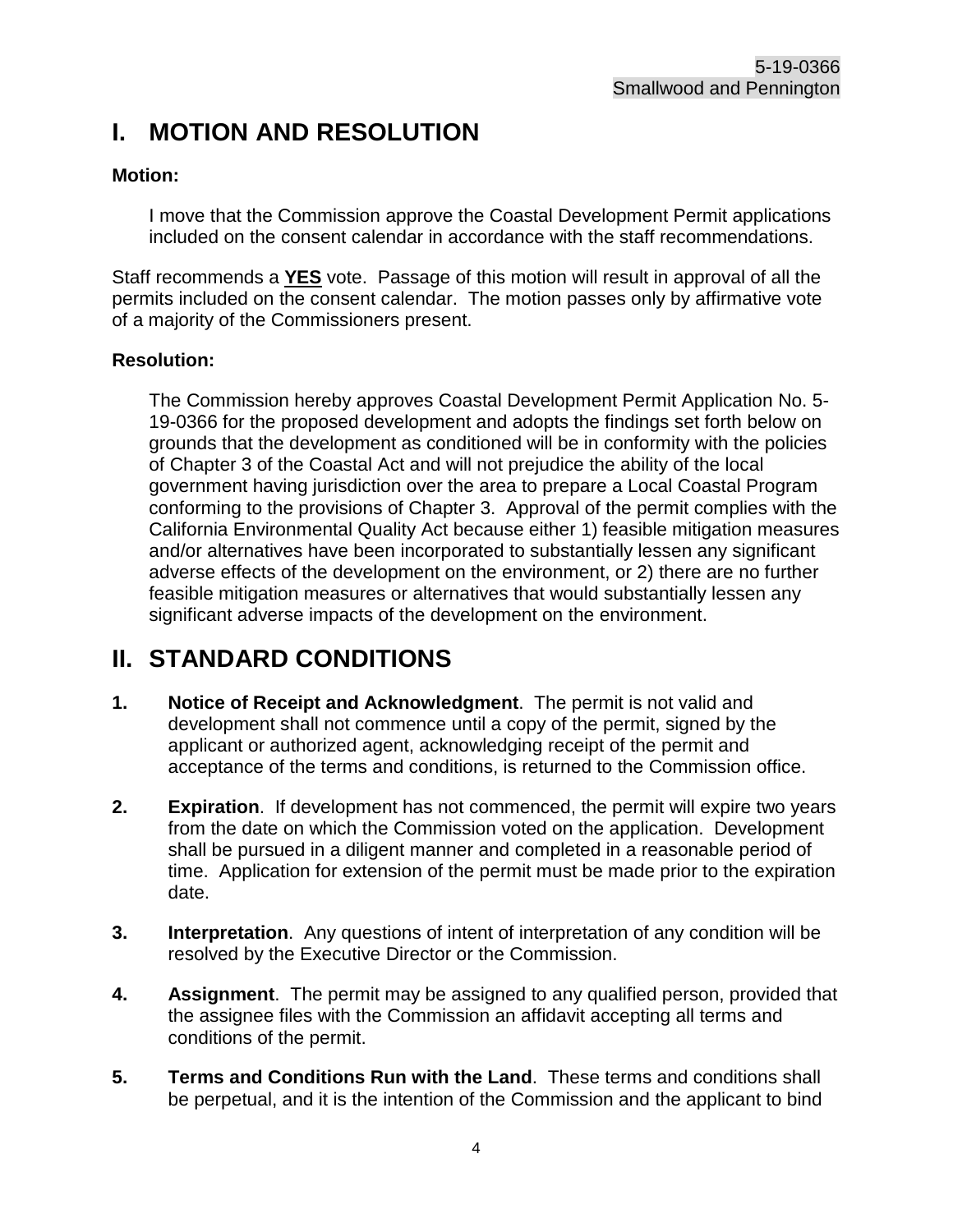# I. MOTION AND RESOLUTION

**Motion:**

> I move that the Commission approve the Coastal Development Permit applications included on the consent calendar in accordance with the staff recommendations.

Staff recommends a **YES** vote. Passage of this motion will result in approval of all the permits included on the consent calendar. The motion passes only by affirmative vote of a majority of the Commissioners present.

**Resolution:**

> The Commission hereby approves Coastal Development Permit Application No. 5-19-0366 for the proposed development and adopts the findings set forth below on grounds that the development as conditioned will be in conformity with the policies of Chapter 3 of the Coastal Act and will not prejudice the ability of the local government having jurisdiction over the area to prepare a Local Coastal Program conforming to the provisions of Chapter 3. Approval of the permit complies with the California Environmental Quality Act because either 1) feasible mitigation measures and/or alternatives have been incorporated to substantially lessen any significant adverse effects of the development on the environment, or 2) there are no further feasible mitigation measures or alternatives that would substantially lessen any significant adverse impacts of the development on the environment.

# II. STANDARD CONDITIONS

1. **Notice of Receipt and Acknowledgment**. The permit is not valid and development shall not commence until a copy of the permit, signed by the applicant or authorized agent, acknowledging receipt of the permit and acceptance of the terms and conditions, is returned to the Commission office.

2. **Expiration**. If development has not commenced, the permit will expire two years from the date on which the Commission voted on the application. Development shall be pursued in a diligent manner and completed in a reasonable period of time. Application for extension of the permit must be made prior to the expiration date.

3. **Interpretation**. Any questions of intent of interpretation of any condition will be resolved by the Executive Director or the Commission.

4. **Assignment**. The permit may be assigned to any qualified person, provided that the assignee files with the Commission an affidavit accepting all terms and conditions of the permit.

5. **Terms and Conditions Run with the Land**. These terms and conditions shall be perpetual, and it is the intention of the Commission and the applicant to bind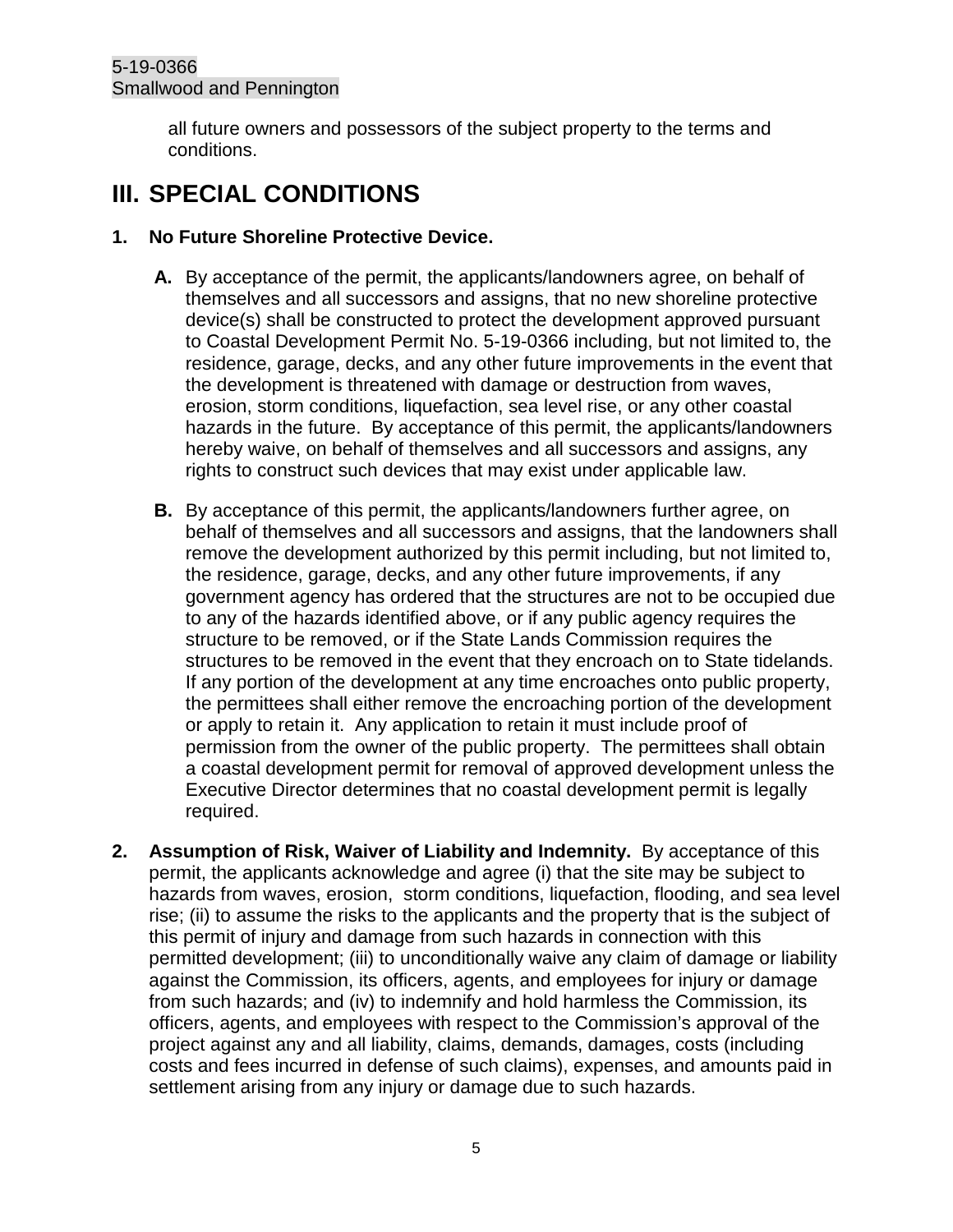all future owners and possessors of the subject property to the terms and conditions.

# III. SPECIAL CONDITIONS

**1. No Future Shoreline Protective Device.**

**A.** By acceptance of the permit, the applicants/landowners agree, on behalf of themselves and all successors and assigns, that no new shoreline protective device(s) shall be constructed to protect the development approved pursuant to Coastal Development Permit No. 5-19-0366 including, but not limited to, the residence, garage, decks, and any other future improvements in the event that the development is threatened with damage or destruction from waves, erosion, storm conditions, liquefaction, sea level rise, or any other coastal hazards in the future. By acceptance of this permit, the applicants/landowners hereby waive, on behalf of themselves and all successors and assigns, any rights to construct such devices that may exist under applicable law.

**B.** By acceptance of this permit, the applicants/landowners further agree, on behalf of themselves and all successors and assigns, that the landowners shall remove the development authorized by this permit including, but not limited to, the residence, garage, decks, and any other future improvements, if any government agency has ordered that the structures are not to be occupied due to any of the hazards identified above, or if any public agency requires the structure to be removed, or if the State Lands Commission requires the structures to be removed in the event that they encroach on to State tidelands. If any portion of the development at any time encroaches onto public property, the permittees shall either remove the encroaching portion of the development or apply to retain it. Any application to retain it must include proof of permission from the owner of the public property. The permittees shall obtain a coastal development permit for removal of approved development unless the Executive Director determines that no coastal development permit is legally required.

**2. Assumption of Risk, Waiver of Liability and Indemnity.** By acceptance of this permit, the applicants acknowledge and agree (i) that the site may be subject to hazards from waves, erosion, storm conditions, liquefaction, flooding, and sea level rise; (ii) to assume the risks to the applicants and the property that is the subject of this permit of injury and damage from such hazards in connection with this permitted development; (iii) to unconditionally waive any claim of damage or liability against the Commission, its officers, agents, and employees for injury or damage from such hazards; and (iv) to indemnify and hold harmless the Commission, its officers, agents, and employees with respect to the Commission's approval of the project against any and all liability, claims, demands, damages, costs (including costs and fees incurred in defense of such claims), expenses, and amounts paid in settlement arising from any injury or damage due to such hazards.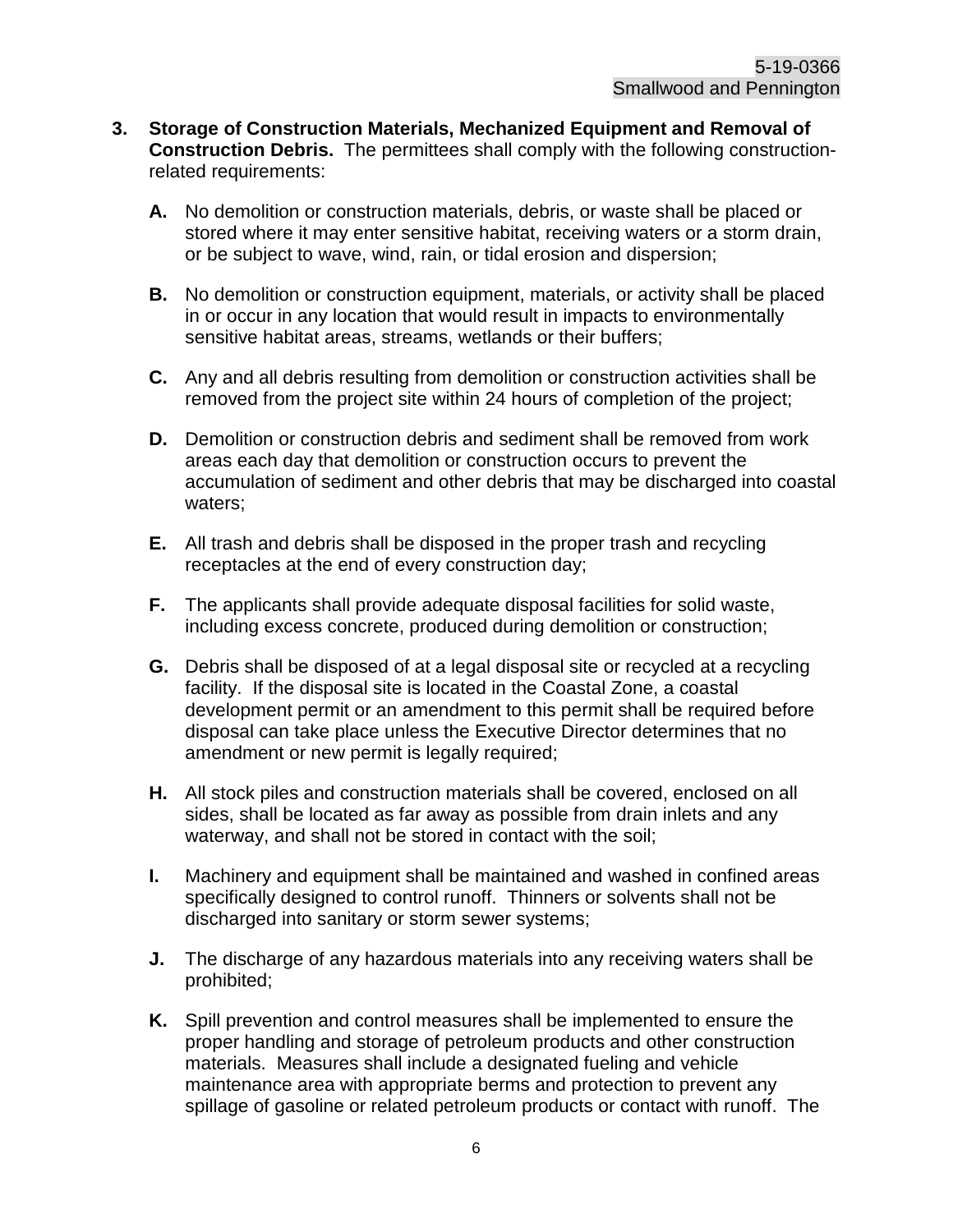3. **Storage of Construction Materials, Mechanized Equipment and Removal of Construction Debris.** The permittees shall comply with the following construction-related requirements:

   **A.** No demolition or construction materials, debris, or waste shall be placed or stored where it may enter sensitive habitat, receiving waters or a storm drain, or be subject to wave, wind, rain, or tidal erosion and dispersion;

   **B.** No demolition or construction equipment, materials, or activity shall be placed in or occur in any location that would result in impacts to environmentally sensitive habitat areas, streams, wetlands or their buffers;

   **C.** Any and all debris resulting from demolition or construction activities shall be removed from the project site within 24 hours of completion of the project;

   **D.** Demolition or construction debris and sediment shall be removed from work areas each day that demolition or construction occurs to prevent the accumulation of sediment and other debris that may be discharged into coastal waters;

   **E.** All trash and debris shall be disposed in the proper trash and recycling receptacles at the end of every construction day;

   **F.** The applicants shall provide adequate disposal facilities for solid waste, including excess concrete, produced during demolition or construction;

   **G.** Debris shall be disposed of at a legal disposal site or recycled at a recycling facility. If the disposal site is located in the Coastal Zone, a coastal development permit or an amendment to this permit shall be required before disposal can take place unless the Executive Director determines that no amendment or new permit is legally required;

   **H.** All stock piles and construction materials shall be covered, enclosed on all sides, shall be located as far away as possible from drain inlets and any waterway, and shall not be stored in contact with the soil;

   **I.** Machinery and equipment shall be maintained and washed in confined areas specifically designed to control runoff. Thinners or solvents shall not be discharged into sanitary or storm sewer systems;

   **J.** The discharge of any hazardous materials into any receiving waters shall be prohibited;

   **K.** Spill prevention and control measures shall be implemented to ensure the proper handling and storage of petroleum products and other construction materials. Measures shall include a designated fueling and vehicle maintenance area with appropriate berms and protection to prevent any spillage of gasoline or related petroleum products or contact with runoff. The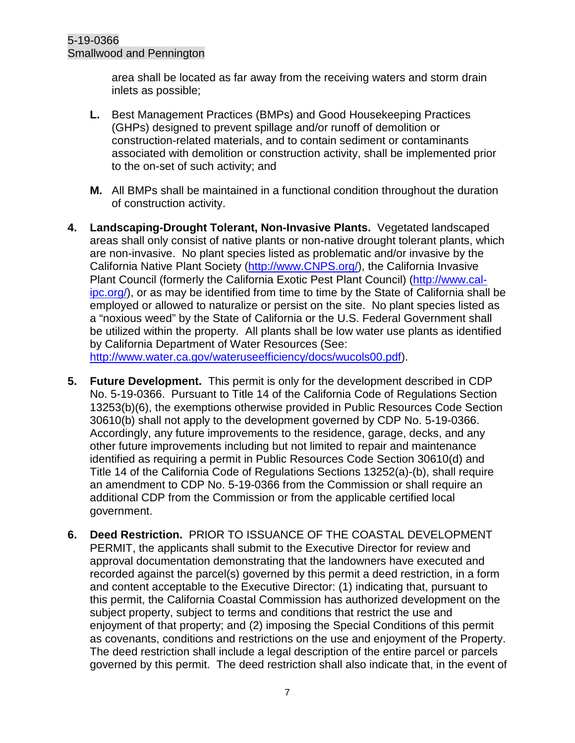area shall be located as far away from the receiving waters and storm drain inlets as possible;

**L.** Best Management Practices (BMPs) and Good Housekeeping Practices (GHPs) designed to prevent spillage and/or runoff of demolition or construction-related materials, and to contain sediment or contaminants associated with demolition or construction activity, shall be implemented prior to the on-set of such activity; and

**M.** All BMPs shall be maintained in a functional condition throughout the duration of construction activity.

**4. Landscaping-Drought Tolerant, Non-Invasive Plants.** Vegetated landscaped areas shall only consist of native plants or non-native drought tolerant plants, which are non-invasive. No plant species listed as problematic and/or invasive by the California Native Plant Society (http://www.CNPS.org/), the California Invasive Plant Council (formerly the California Exotic Pest Plant Council) (http://www.cal-ipc.org/), or as may be identified from time to time by the State of California shall be employed or allowed to naturalize or persist on the site. No plant species listed as a "noxious weed" by the State of California or the U.S. Federal Government shall be utilized within the property. All plants shall be low water use plants as identified by California Department of Water Resources (See: http://www.water.ca.gov/wateruseefficiency/docs/wucols00.pdf).

**5. Future Development.** This permit is only for the development described in CDP No. 5-19-0366. Pursuant to Title 14 of the California Code of Regulations Section 13253(b)(6), the exemptions otherwise provided in Public Resources Code Section 30610(b) shall not apply to the development governed by CDP No. 5-19-0366. Accordingly, any future improvements to the residence, garage, decks, and any other future improvements including but not limited to repair and maintenance identified as requiring a permit in Public Resources Code Section 30610(d) and Title 14 of the California Code of Regulations Sections 13252(a)-(b), shall require an amendment to CDP No. 5-19-0366 from the Commission or shall require an additional CDP from the Commission or from the applicable certified local government.

**6. Deed Restriction.** PRIOR TO ISSUANCE OF THE COASTAL DEVELOPMENT PERMIT, the applicants shall submit to the Executive Director for review and approval documentation demonstrating that the landowners have executed and recorded against the parcel(s) governed by this permit a deed restriction, in a form and content acceptable to the Executive Director: (1) indicating that, pursuant to this permit, the California Coastal Commission has authorized development on the subject property, subject to terms and conditions that restrict the use and enjoyment of that property; and (2) imposing the Special Conditions of this permit as covenants, conditions and restrictions on the use and enjoyment of the Property. The deed restriction shall include a legal description of the entire parcel or parcels governed by this permit. The deed restriction shall also indicate that, in the event of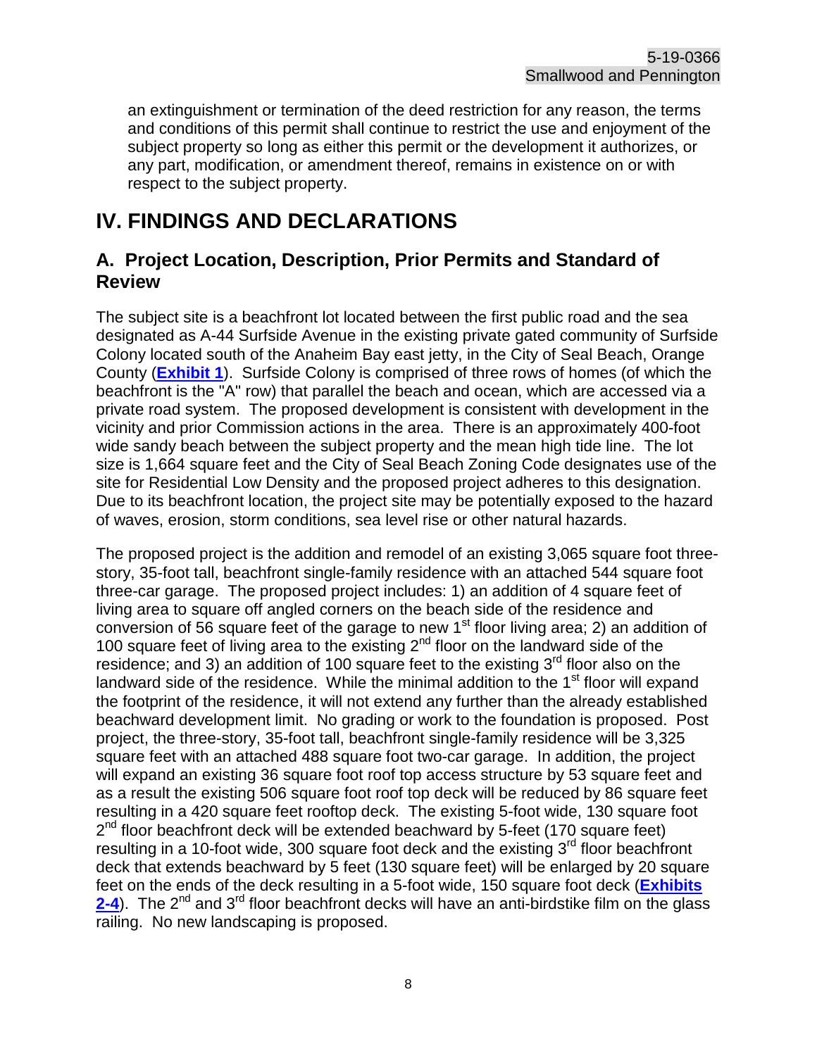an extinguishment or termination of the deed restriction for any reason, the terms and conditions of this permit shall continue to restrict the use and enjoyment of the subject property so long as either this permit or the development it authorizes, or any part, modification, or amendment thereof, remains in existence on or with respect to the subject property.

# IV. FINDINGS AND DECLARATIONS

## A. Project Location, Description, Prior Permits and Standard of Review

The subject site is a beachfront lot located between the first public road and the sea designated as A-44 Surfside Avenue in the existing private gated community of Surfside Colony located south of the Anaheim Bay east jetty, in the City of Seal Beach, Orange County (**Exhibit 1**). Surfside Colony is comprised of three rows of homes (of which the beachfront is the "A" row) that parallel the beach and ocean, which are accessed via a private road system. The proposed development is consistent with development in the vicinity and prior Commission actions in the area. There is an approximately 400-foot wide sandy beach between the subject property and the mean high tide line. The lot size is 1,664 square feet and the City of Seal Beach Zoning Code designates use of the site for Residential Low Density and the proposed project adheres to this designation. Due to its beachfront location, the project site may be potentially exposed to the hazard of waves, erosion, storm conditions, sea level rise or other natural hazards.

The proposed project is the addition and remodel of an existing 3,065 square foot three-story, 35-foot tall, beachfront single-family residence with an attached 544 square foot three-car garage. The proposed project includes: 1) an addition of 4 square feet of living area to square off angled corners on the beach side of the residence and conversion of 56 square feet of the garage to new 1st floor living area; 2) an addition of 100 square feet of living area to the existing 2nd floor on the landward side of the residence; and 3) an addition of 100 square feet to the existing 3rd floor also on the landward side of the residence. While the minimal addition to the 1st floor will expand the footprint of the residence, it will not extend any further than the already established beachward development limit. No grading or work to the foundation is proposed. Post project, the three-story, 35-foot tall, beachfront single-family residence will be 3,325 square feet with an attached 488 square foot two-car garage. In addition, the project will expand an existing 36 square foot roof top access structure by 53 square feet and as a result the existing 506 square foot roof top deck will be reduced by 86 square feet resulting in a 420 square feet rooftop deck. The existing 5-foot wide, 130 square foot 2nd floor beachfront deck will be extended beachward by 5-feet (170 square feet) resulting in a 10-foot wide, 300 square foot deck and the existing 3rd floor beachfront deck that extends beachward by 5 feet (130 square feet) will be enlarged by 20 square feet on the ends of the deck resulting in a 5-foot wide, 150 square foot deck (**Exhibits 2-4**). The 2nd and 3rd floor beachfront decks will have an anti-birdstike film on the glass railing. No new landscaping is proposed.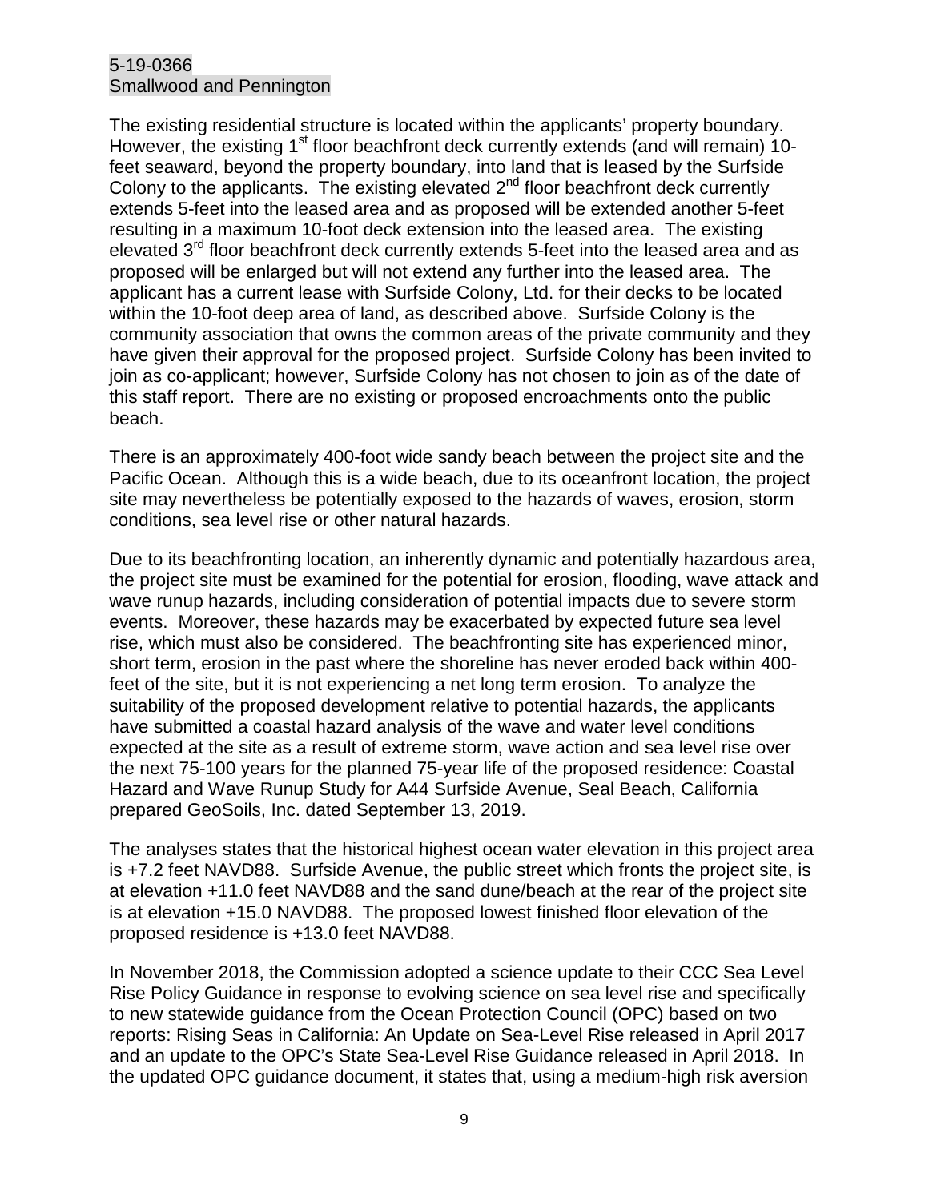The existing residential structure is located within the applicants' property boundary. However, the existing 1st floor beachfront deck currently extends (and will remain) 10-feet seaward, beyond the property boundary, into land that is leased by the Surfside Colony to the applicants. The existing elevated 2nd floor beachfront deck currently extends 5-feet into the leased area and as proposed will be extended another 5-feet resulting in a maximum 10-foot deck extension into the leased area. The existing elevated 3rd floor beachfront deck currently extends 5-feet into the leased area and as proposed will be enlarged but will not extend any further into the leased area. The applicant has a current lease with Surfside Colony, Ltd. for their decks to be located within the 10-foot deep area of land, as described above. Surfside Colony is the community association that owns the common areas of the private community and they have given their approval for the proposed project. Surfside Colony has been invited to join as co-applicant; however, Surfside Colony has not chosen to join as of the date of this staff report. There are no existing or proposed encroachments onto the public beach.

There is an approximately 400-foot wide sandy beach between the project site and the Pacific Ocean. Although this is a wide beach, due to its oceanfront location, the project site may nevertheless be potentially exposed to the hazards of waves, erosion, storm conditions, sea level rise or other natural hazards.

Due to its beachfronting location, an inherently dynamic and potentially hazardous area, the project site must be examined for the potential for erosion, flooding, wave attack and wave runup hazards, including consideration of potential impacts due to severe storm events. Moreover, these hazards may be exacerbated by expected future sea level rise, which must also be considered. The beachfronting site has experienced minor, short term, erosion in the past where the shoreline has never eroded back within 400-feet of the site, but it is not experiencing a net long term erosion. To analyze the suitability of the proposed development relative to potential hazards, the applicants have submitted a coastal hazard analysis of the wave and water level conditions expected at the site as a result of extreme storm, wave action and sea level rise over the next 75-100 years for the planned 75-year life of the proposed residence: Coastal Hazard and Wave Runup Study for A44 Surfside Avenue, Seal Beach, California prepared GeoSoils, Inc. dated September 13, 2019.

The analyses states that the historical highest ocean water elevation in this project area is +7.2 feet NAVD88. Surfside Avenue, the public street which fronts the project site, is at elevation +11.0 feet NAVD88 and the sand dune/beach at the rear of the project site is at elevation +15.0 NAVD88. The proposed lowest finished floor elevation of the proposed residence is +13.0 feet NAVD88.

In November 2018, the Commission adopted a science update to their CCC Sea Level Rise Policy Guidance in response to evolving science on sea level rise and specifically to new statewide guidance from the Ocean Protection Council (OPC) based on two reports: Rising Seas in California: An Update on Sea-Level Rise released in April 2017 and an update to the OPC's State Sea-Level Rise Guidance released in April 2018. In the updated OPC guidance document, it states that, using a medium-high risk aversion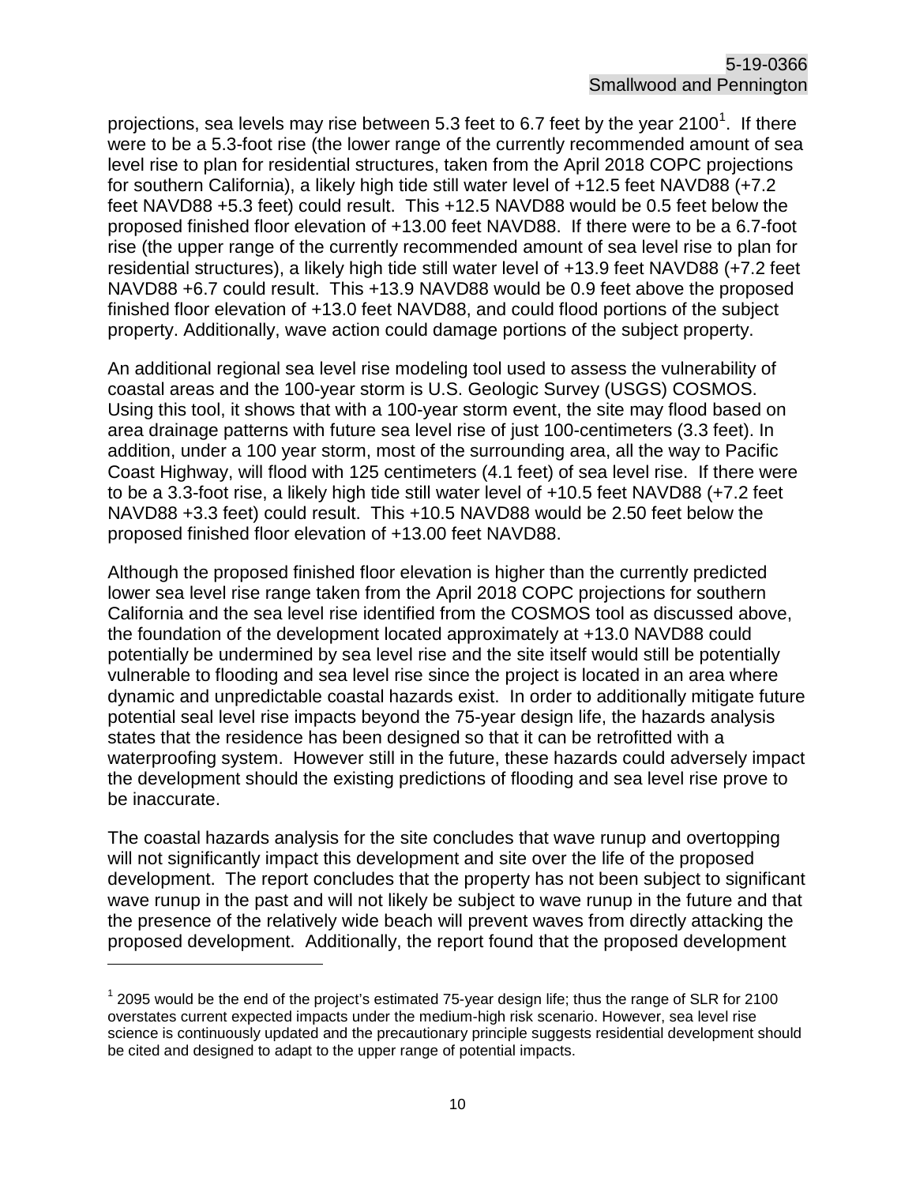projections, sea levels may rise between 5.3 feet to 6.7 feet by the year 2100[1]. If there were to be a 5.3-foot rise (the lower range of the currently recommended amount of sea level rise to plan for residential structures, taken from the April 2018 COPC projections for southern California), a likely high tide still water level of +12.5 feet NAVD88 (+7.2 feet NAVD88 +5.3 feet) could result. This +12.5 NAVD88 would be 0.5 feet below the proposed finished floor elevation of +13.00 feet NAVD88. If there were to be a 6.7-foot rise (the upper range of the currently recommended amount of sea level rise to plan for residential structures), a likely high tide still water level of +13.9 feet NAVD88 (+7.2 feet NAVD88 +6.7 could result. This +13.9 NAVD88 would be 0.9 feet above the proposed finished floor elevation of +13.0 feet NAVD88, and could flood portions of the subject property. Additionally, wave action could damage portions of the subject property.

An additional regional sea level rise modeling tool used to assess the vulnerability of coastal areas and the 100-year storm is U.S. Geologic Survey (USGS) COSMOS. Using this tool, it shows that with a 100-year storm event, the site may flood based on area drainage patterns with future sea level rise of just 100-centimeters (3.3 feet). In addition, under a 100 year storm, most of the surrounding area, all the way to Pacific Coast Highway, will flood with 125 centimeters (4.1 feet) of sea level rise. If there were to be a 3.3-foot rise, a likely high tide still water level of +10.5 feet NAVD88 (+7.2 feet NAVD88 +3.3 feet) could result. This +10.5 NAVD88 would be 2.50 feet below the proposed finished floor elevation of +13.00 feet NAVD88.

Although the proposed finished floor elevation is higher than the currently predicted lower sea level rise range taken from the April 2018 COPC projections for southern California and the sea level rise identified from the COSMOS tool as discussed above, the foundation of the development located approximately at +13.0 NAVD88 could potentially be undermined by sea level rise and the site itself would still be potentially vulnerable to flooding and sea level rise since the project is located in an area where dynamic and unpredictable coastal hazards exist. In order to additionally mitigate future potential seal level rise impacts beyond the 75-year design life, the hazards analysis states that the residence has been designed so that it can be retrofitted with a waterproofing system. However still in the future, these hazards could adversely impact the development should the existing predictions of flooding and sea level rise prove to be inaccurate.

The coastal hazards analysis for the site concludes that wave runup and overtopping will not significantly impact this development and site over the life of the proposed development. The report concludes that the property has not been subject to significant wave runup in the past and will not likely be subject to wave runup in the future and that the presence of the relatively wide beach will prevent waves from directly attacking the proposed development. Additionally, the report found that the proposed development

---

[1] 2095 would be the end of the project's estimated 75-year design life; thus the range of SLR for 2100 overstates current expected impacts under the medium-high risk scenario. However, sea level rise science is continuously updated and the precautionary principle suggests residential development should be cited and designed to adapt to the upper range of potential impacts.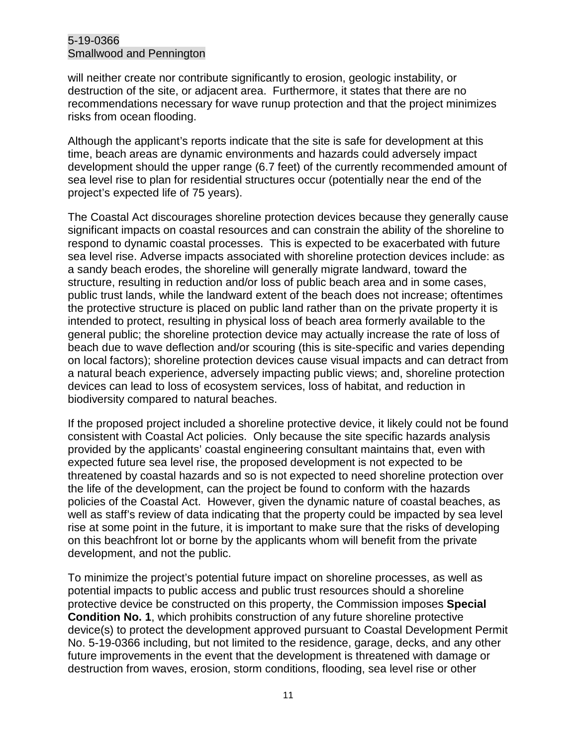will neither create nor contribute significantly to erosion, geologic instability, or destruction of the site, or adjacent area. Furthermore, it states that there are no recommendations necessary for wave runup protection and that the project minimizes risks from ocean flooding.

Although the applicant's reports indicate that the site is safe for development at this time, beach areas are dynamic environments and hazards could adversely impact development should the upper range (6.7 feet) of the currently recommended amount of sea level rise to plan for residential structures occur (potentially near the end of the project's expected life of 75 years).

The Coastal Act discourages shoreline protection devices because they generally cause significant impacts on coastal resources and can constrain the ability of the shoreline to respond to dynamic coastal processes. This is expected to be exacerbated with future sea level rise. Adverse impacts associated with shoreline protection devices include: as a sandy beach erodes, the shoreline will generally migrate landward, toward the structure, resulting in reduction and/or loss of public beach area and in some cases, public trust lands, while the landward extent of the beach does not increase; oftentimes the protective structure is placed on public land rather than on the private property it is intended to protect, resulting in physical loss of beach area formerly available to the general public; the shoreline protection device may actually increase the rate of loss of beach due to wave deflection and/or scouring (this is site-specific and varies depending on local factors); shoreline protection devices cause visual impacts and can detract from a natural beach experience, adversely impacting public views; and, shoreline protection devices can lead to loss of ecosystem services, loss of habitat, and reduction in biodiversity compared to natural beaches.

If the proposed project included a shoreline protective device, it likely could not be found consistent with Coastal Act policies. Only because the site specific hazards analysis provided by the applicants' coastal engineering consultant maintains that, even with expected future sea level rise, the proposed development is not expected to be threatened by coastal hazards and so is not expected to need shoreline protection over the life of the development, can the project be found to conform with the hazards policies of the Coastal Act. However, given the dynamic nature of coastal beaches, as well as staff's review of data indicating that the property could be impacted by sea level rise at some point in the future, it is important to make sure that the risks of developing on this beachfront lot or borne by the applicants whom will benefit from the private development, and not the public.

To minimize the project's potential future impact on shoreline processes, as well as potential impacts to public access and public trust resources should a shoreline protective device be constructed on this property, the Commission imposes **Special Condition No. 1**, which prohibits construction of any future shoreline protective device(s) to protect the development approved pursuant to Coastal Development Permit No. 5-19-0366 including, but not limited to the residence, garage, decks, and any other future improvements in the event that the development is threatened with damage or destruction from waves, erosion, storm conditions, flooding, sea level rise or other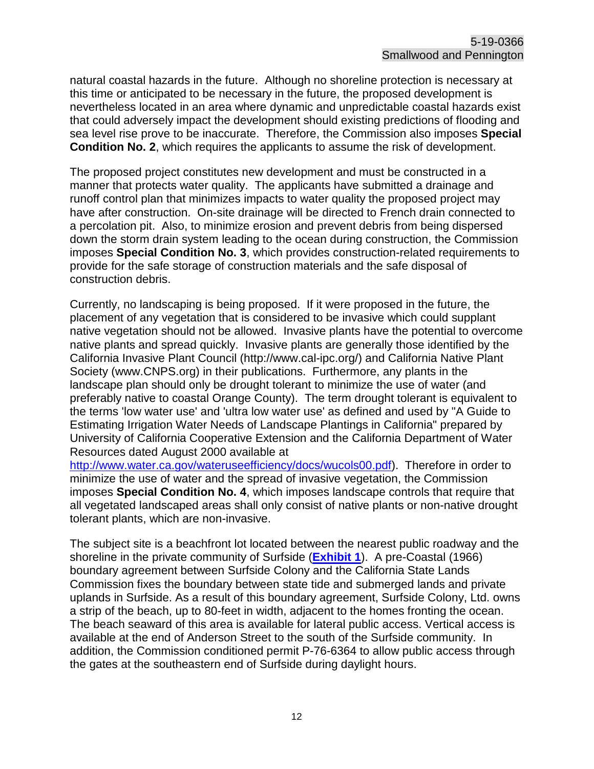natural coastal hazards in the future. Although no shoreline protection is necessary at this time or anticipated to be necessary in the future, the proposed development is nevertheless located in an area where dynamic and unpredictable coastal hazards exist that could adversely impact the development should existing predictions of flooding and sea level rise prove to be inaccurate. Therefore, the Commission also imposes **Special Condition No. 2**, which requires the applicants to assume the risk of development.

The proposed project constitutes new development and must be constructed in a manner that protects water quality. The applicants have submitted a drainage and runoff control plan that minimizes impacts to water quality the proposed project may have after construction. On-site drainage will be directed to French drain connected to a percolation pit. Also, to minimize erosion and prevent debris from being dispersed down the storm drain system leading to the ocean during construction, the Commission imposes **Special Condition No. 3**, which provides construction-related requirements to provide for the safe storage of construction materials and the safe disposal of construction debris.

Currently, no landscaping is being proposed. If it were proposed in the future, the placement of any vegetation that is considered to be invasive which could supplant native vegetation should not be allowed. Invasive plants have the potential to overcome native plants and spread quickly. Invasive plants are generally those identified by the California Invasive Plant Council (http://www.cal-ipc.org/) and California Native Plant Society (www.CNPS.org) in their publications. Furthermore, any plants in the landscape plan should only be drought tolerant to minimize the use of water (and preferably native to coastal Orange County). The term drought tolerant is equivalent to the terms 'low water use' and 'ultra low water use' as defined and used by "A Guide to Estimating Irrigation Water Needs of Landscape Plantings in California" prepared by University of California Cooperative Extension and the California Department of Water Resources dated August 2000 available at [http://www.water.ca.gov/wateruseefficiency/docs/wucols00.pdf](http://www.water.ca.gov/wateruseefficiency/docs/wucols00.pdf)). Therefore in order to minimize the use of water and the spread of invasive vegetation, the Commission imposes **Special Condition No. 4**, which imposes landscape controls that require that all vegetated landscaped areas shall only consist of native plants or non-native drought tolerant plants, which are non-invasive.

The subject site is a beachfront lot located between the nearest public roadway and the shoreline in the private community of Surfside (**Exhibit 1**). A pre-Coastal (1966) boundary agreement between Surfside Colony and the California State Lands Commission fixes the boundary between state tide and submerged lands and private uplands in Surfside. As a result of this boundary agreement, Surfside Colony, Ltd. owns a strip of the beach, up to 80-feet in width, adjacent to the homes fronting the ocean. The beach seaward of this area is available for lateral public access. Vertical access is available at the end of Anderson Street to the south of the Surfside community. In addition, the Commission conditioned permit P-76-6364 to allow public access through the gates at the southeastern end of Surfside during daylight hours.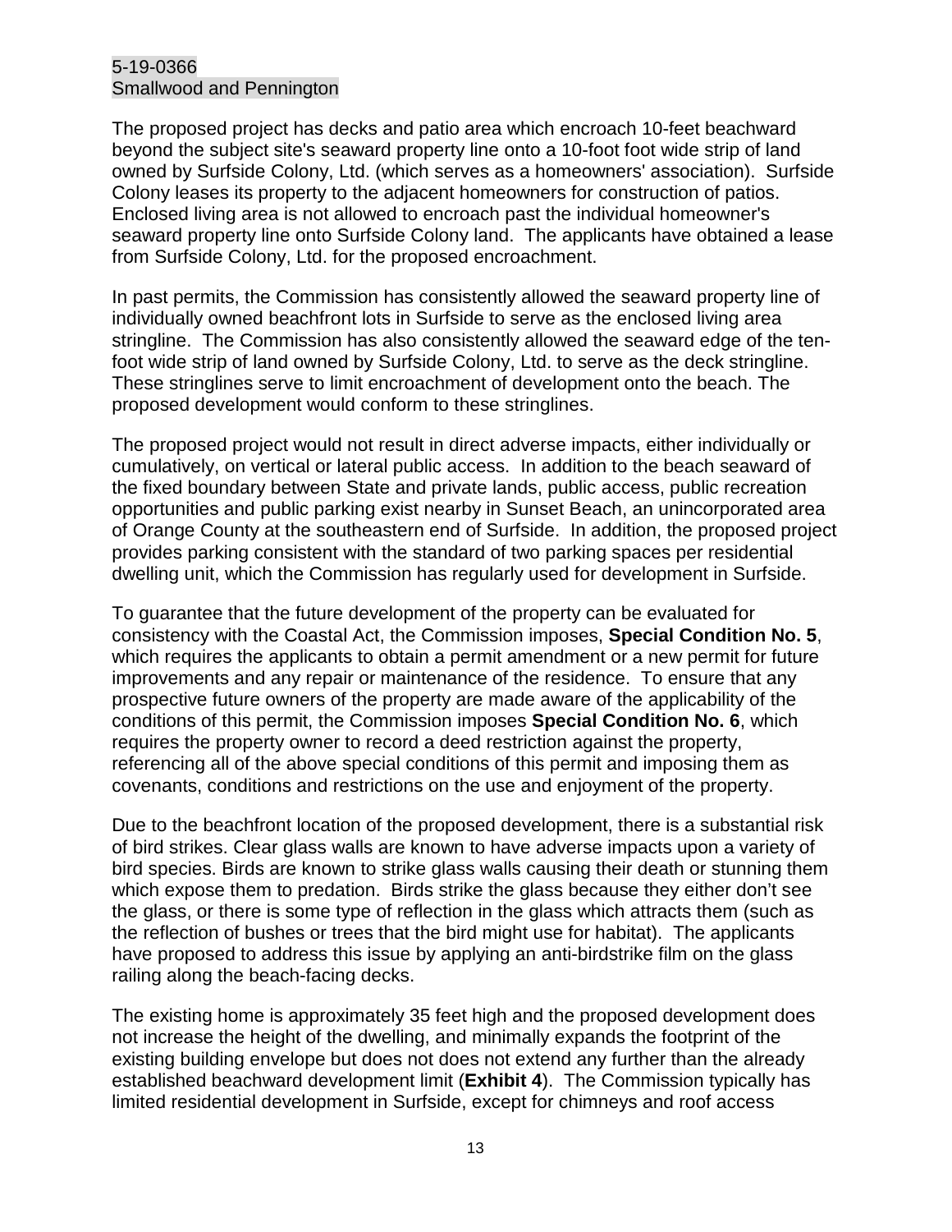The proposed project has decks and patio area which encroach 10-feet beachward beyond the subject site's seaward property line onto a 10-foot foot wide strip of land owned by Surfside Colony, Ltd. (which serves as a homeowners' association). Surfside Colony leases its property to the adjacent homeowners for construction of patios. Enclosed living area is not allowed to encroach past the individual homeowner's seaward property line onto Surfside Colony land. The applicants have obtained a lease from Surfside Colony, Ltd. for the proposed encroachment.

In past permits, the Commission has consistently allowed the seaward property line of individually owned beachfront lots in Surfside to serve as the enclosed living area stringline. The Commission has also consistently allowed the seaward edge of the ten-foot wide strip of land owned by Surfside Colony, Ltd. to serve as the deck stringline. These stringlines serve to limit encroachment of development onto the beach. The proposed development would conform to these stringlines.

The proposed project would not result in direct adverse impacts, either individually or cumulatively, on vertical or lateral public access. In addition to the beach seaward of the fixed boundary between State and private lands, public access, public recreation opportunities and public parking exist nearby in Sunset Beach, an unincorporated area of Orange County at the southeastern end of Surfside. In addition, the proposed project provides parking consistent with the standard of two parking spaces per residential dwelling unit, which the Commission has regularly used for development in Surfside.

To guarantee that the future development of the property can be evaluated for consistency with the Coastal Act, the Commission imposes, **Special Condition No. 5**, which requires the applicants to obtain a permit amendment or a new permit for future improvements and any repair or maintenance of the residence. To ensure that any prospective future owners of the property are made aware of the applicability of the conditions of this permit, the Commission imposes **Special Condition No. 6**, which requires the property owner to record a deed restriction against the property, referencing all of the above special conditions of this permit and imposing them as covenants, conditions and restrictions on the use and enjoyment of the property.

Due to the beachfront location of the proposed development, there is a substantial risk of bird strikes. Clear glass walls are known to have adverse impacts upon a variety of bird species. Birds are known to strike glass walls causing their death or stunning them which expose them to predation. Birds strike the glass because they either don't see the glass, or there is some type of reflection in the glass which attracts them (such as the reflection of bushes or trees that the bird might use for habitat). The applicants have proposed to address this issue by applying an anti-birdstrike film on the glass railing along the beach-facing decks.

The existing home is approximately 35 feet high and the proposed development does not increase the height of the dwelling, and minimally expands the footprint of the existing building envelope but does not does not extend any further than the already established beachward development limit (**Exhibit 4**). The Commission typically has limited residential development in Surfside, except for chimneys and roof access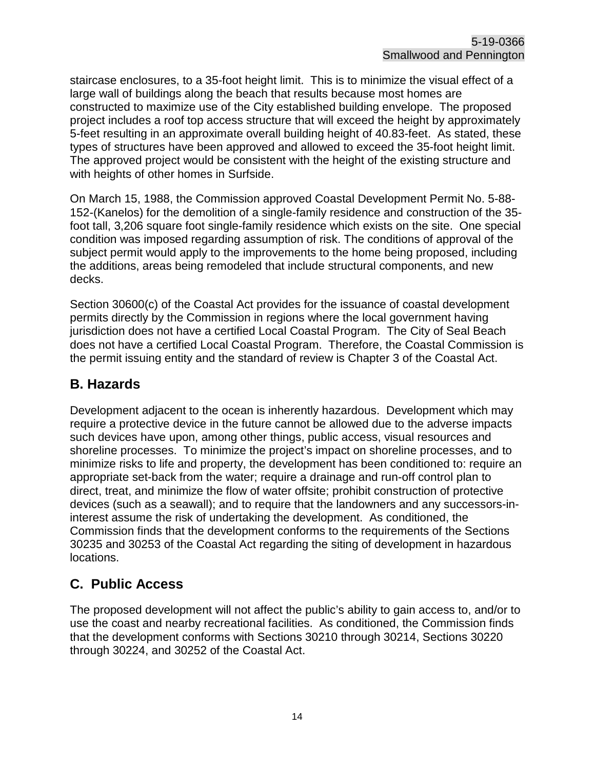staircase enclosures, to a 35-foot height limit. This is to minimize the visual effect of a large wall of buildings along the beach that results because most homes are constructed to maximize use of the City established building envelope. The proposed project includes a roof top access structure that will exceed the height by approximately 5-feet resulting in an approximate overall building height of 40.83-feet. As stated, these types of structures have been approved and allowed to exceed the 35-foot height limit. The approved project would be consistent with the height of the existing structure and with heights of other homes in Surfside.

On March 15, 1988, the Commission approved Coastal Development Permit No. 5-88-152-(Kanelos) for the demolition of a single-family residence and construction of the 35-foot tall, 3,206 square foot single-family residence which exists on the site. One special condition was imposed regarding assumption of risk. The conditions of approval of the subject permit would apply to the improvements to the home being proposed, including the additions, areas being remodeled that include structural components, and new decks.

Section 30600(c) of the Coastal Act provides for the issuance of coastal development permits directly by the Commission in regions where the local government having jurisdiction does not have a certified Local Coastal Program. The City of Seal Beach does not have a certified Local Coastal Program. Therefore, the Coastal Commission is the permit issuing entity and the standard of review is Chapter 3 of the Coastal Act.

## B. Hazards

Development adjacent to the ocean is inherently hazardous. Development which may require a protective device in the future cannot be allowed due to the adverse impacts such devices have upon, among other things, public access, visual resources and shoreline processes. To minimize the project's impact on shoreline processes, and to minimize risks to life and property, the development has been conditioned to: require an appropriate set-back from the water; require a drainage and run-off control plan to direct, treat, and minimize the flow of water offsite; prohibit construction of protective devices (such as a seawall); and to require that the landowners and any successors-in-interest assume the risk of undertaking the development. As conditioned, the Commission finds that the development conforms to the requirements of the Sections 30235 and 30253 of the Coastal Act regarding the siting of development in hazardous locations.

## C. Public Access

The proposed development will not affect the public's ability to gain access to, and/or to use the coast and nearby recreational facilities. As conditioned, the Commission finds that the development conforms with Sections 30210 through 30214, Sections 30220 through 30224, and 30252 of the Coastal Act.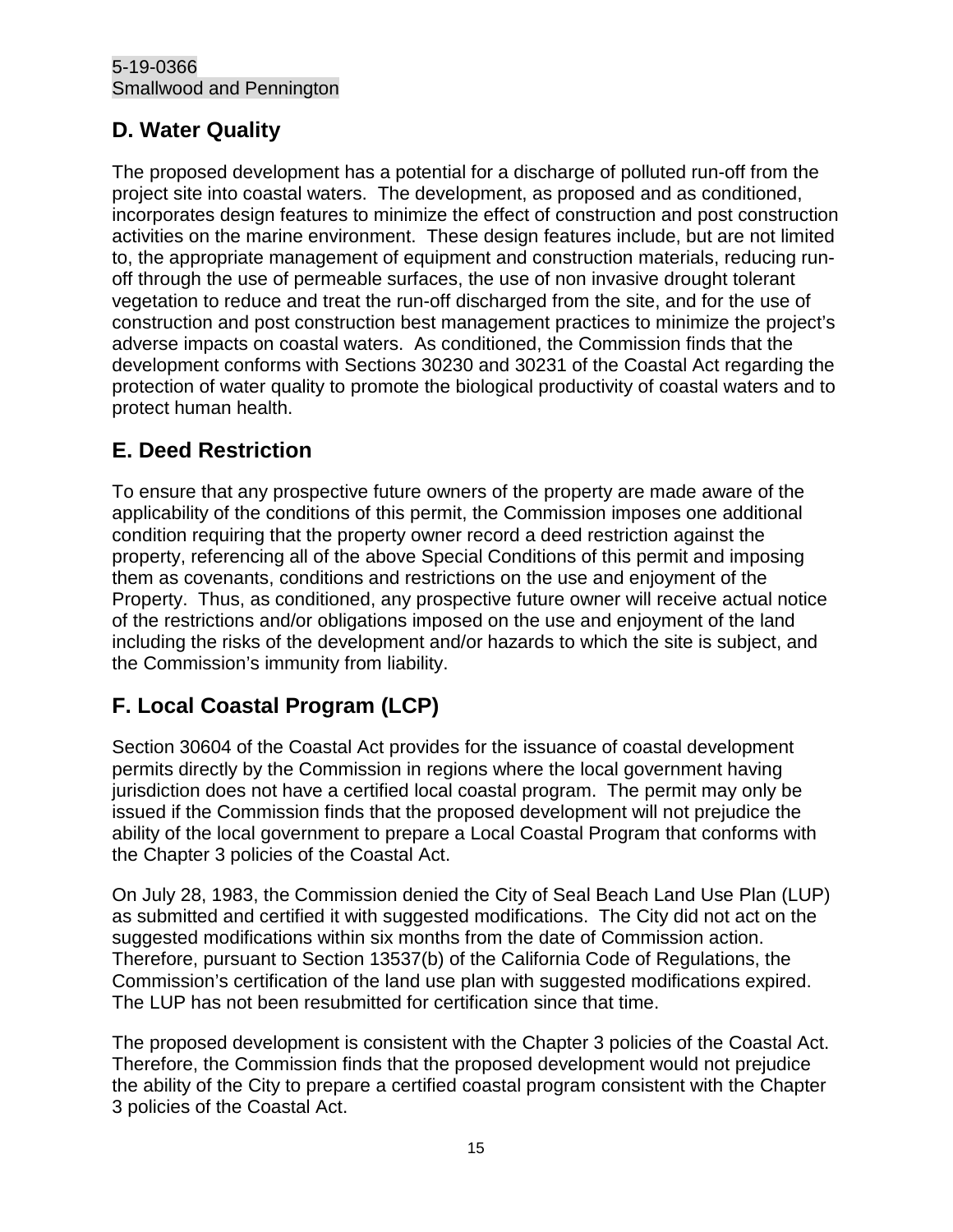## D. Water Quality

The proposed development has a potential for a discharge of polluted run-off from the project site into coastal waters. The development, as proposed and as conditioned, incorporates design features to minimize the effect of construction and post construction activities on the marine environment. These design features include, but are not limited to, the appropriate management of equipment and construction materials, reducing run-off through the use of permeable surfaces, the use of non invasive drought tolerant vegetation to reduce and treat the run-off discharged from the site, and for the use of construction and post construction best management practices to minimize the project's adverse impacts on coastal waters. As conditioned, the Commission finds that the development conforms with Sections 30230 and 30231 of the Coastal Act regarding the protection of water quality to promote the biological productivity of coastal waters and to protect human health.

## E. Deed Restriction

To ensure that any prospective future owners of the property are made aware of the applicability of the conditions of this permit, the Commission imposes one additional condition requiring that the property owner record a deed restriction against the property, referencing all of the above Special Conditions of this permit and imposing them as covenants, conditions and restrictions on the use and enjoyment of the Property. Thus, as conditioned, any prospective future owner will receive actual notice of the restrictions and/or obligations imposed on the use and enjoyment of the land including the risks of the development and/or hazards to which the site is subject, and the Commission's immunity from liability.

## F. Local Coastal Program (LCP)

Section 30604 of the Coastal Act provides for the issuance of coastal development permits directly by the Commission in regions where the local government having jurisdiction does not have a certified local coastal program. The permit may only be issued if the Commission finds that the proposed development will not prejudice the ability of the local government to prepare a Local Coastal Program that conforms with the Chapter 3 policies of the Coastal Act.

On July 28, 1983, the Commission denied the City of Seal Beach Land Use Plan (LUP) as submitted and certified it with suggested modifications. The City did not act on the suggested modifications within six months from the date of Commission action. Therefore, pursuant to Section 13537(b) of the California Code of Regulations, the Commission's certification of the land use plan with suggested modifications expired. The LUP has not been resubmitted for certification since that time.

The proposed development is consistent with the Chapter 3 policies of the Coastal Act. Therefore, the Commission finds that the proposed development would not prejudice the ability of the City to prepare a certified coastal program consistent with the Chapter 3 policies of the Coastal Act.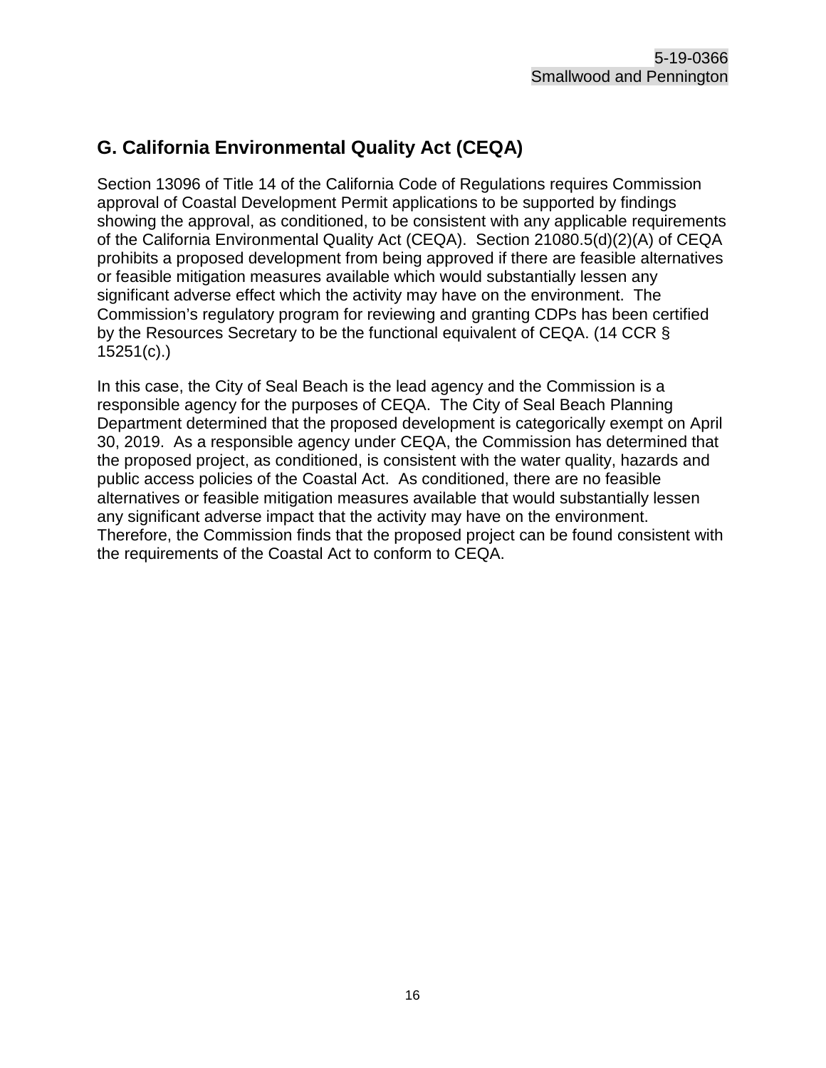## G. California Environmental Quality Act (CEQA)

Section 13096 of Title 14 of the California Code of Regulations requires Commission approval of Coastal Development Permit applications to be supported by findings showing the approval, as conditioned, to be consistent with any applicable requirements of the California Environmental Quality Act (CEQA). Section 21080.5(d)(2)(A) of CEQA prohibits a proposed development from being approved if there are feasible alternatives or feasible mitigation measures available which would substantially lessen any significant adverse effect which the activity may have on the environment. The Commission's regulatory program for reviewing and granting CDPs has been certified by the Resources Secretary to be the functional equivalent of CEQA. (14 CCR § 15251(c).)

In this case, the City of Seal Beach is the lead agency and the Commission is a responsible agency for the purposes of CEQA. The City of Seal Beach Planning Department determined that the proposed development is categorically exempt on April 30, 2019. As a responsible agency under CEQA, the Commission has determined that the proposed project, as conditioned, is consistent with the water quality, hazards and public access policies of the Coastal Act. As conditioned, there are no feasible alternatives or feasible mitigation measures available that would substantially lessen any significant adverse impact that the activity may have on the environment. Therefore, the Commission finds that the proposed project can be found consistent with the requirements of the Coastal Act to conform to CEQA.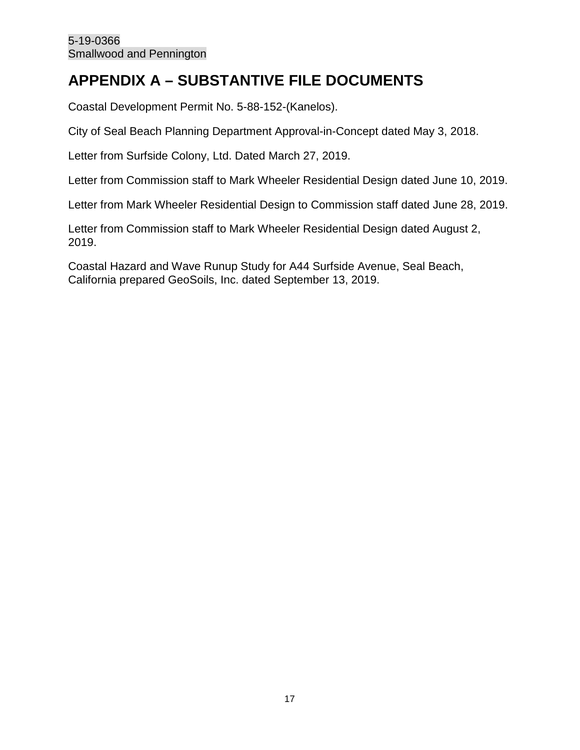# APPENDIX A – SUBSTANTIVE FILE DOCUMENTS

Coastal Development Permit No. 5-88-152-(Kanelos).

City of Seal Beach Planning Department Approval-in-Concept dated May 3, 2018.

Letter from Surfside Colony, Ltd. Dated March 27, 2019.

Letter from Commission staff to Mark Wheeler Residential Design dated June 10, 2019.

Letter from Mark Wheeler Residential Design to Commission staff dated June 28, 2019.

Letter from Commission staff to Mark Wheeler Residential Design dated August 2, 2019.

Coastal Hazard and Wave Runup Study for A44 Surfside Avenue, Seal Beach, California prepared GeoSoils, Inc. dated September 13, 2019.